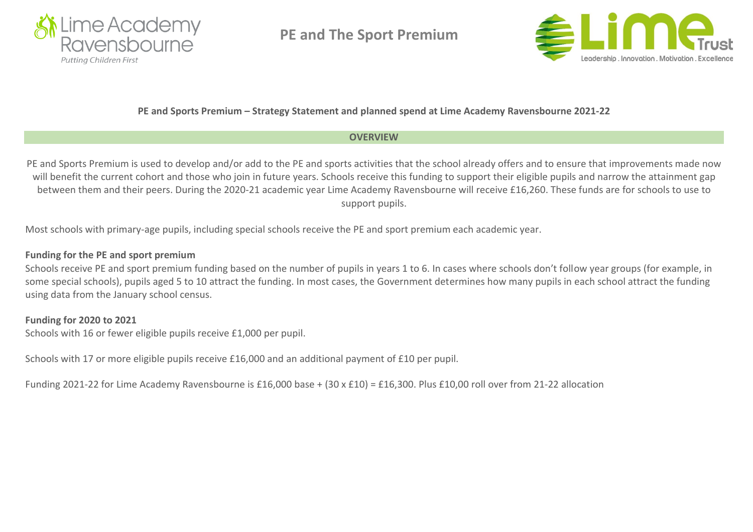# PE and The Sport Premium

**PE and Sports Premium – Strategy Statement and planned spend at Lime Academy Ravensbourne 2021-22**

## OVERVIEW

PE and Sports Premium is used to develop and/or add to the PE and sports activities that the school already offers and to ensure that improvements made now will benefit the current cohort and those who join in future years. Schools receive this funding to support their eligible pupils and narrow the attainment gap between them and their peers. During the 2020-21 academic year Lime Academy Ravensbourne will receive £16,260. These funds are for schools to use to support pupils.

Most schools with primary-age pupils, including special schools receive the PE and sport premium each academic year.

**Funding for the PE and sport premium**

Schools receive PE and sport premium funding based on the number of pupils in years 1 to 6. In cases where schools don't follow year groups (for example, in some special schools), pupils aged 5 to 10 attract the funding. In most cases, the Government determines how many pupils in each school attract the funding using data from the January school census.

**Funding for 2020 to 2021**

Schools with 16 or fewer eligible pupils receive £1,000 per pupil.

Schools with 17 or more eligible pupils receive £16,000 and an additional payment of £10 per pupil.

Funding 2021-22 for Lime Academy Ravensbourne is £16,000 base + (30 x £10) = £16,300. Plus £10,00 roll over from 21-22 allocation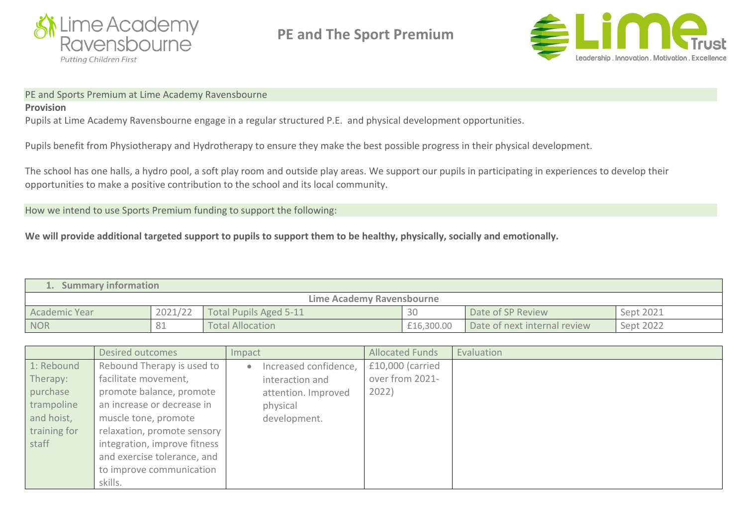# PE and The Sport Premium

PE and Sports Premium at Lime Academy Ravensbourne

**Provision**

Pupils at Lime Academy Ravensbourne engage in a regular structured P.E. and physical development opportunities.

Pupils benefit from Physiotherapy and Hydrotherapy to ensure they make the best possible progress in their physical development.

The school has one halls, a hydro pool, a soft play room and outside play areas. We support our pupils in participating in experiences to develop their opportunities to make a positive contribution to the school and its local community.

How we intend to use Sports Premium funding to support the following:

**We will provide additional targeted support to pupils to support them to be healthy, physically, socially and emotionally.**

| **1. Summary information** | | | | | |
|---|---|---|---|---|---|
| **Lime Academy Ravensbourne** | | | | | |
| Academic Year | 2021/22 | Total Pupils Aged 5-11 | 30 | Date of SP Review | Sept 2021 |
| NOR | 81 | Total Allocation | £16,300.00 | Date of next internal review | Sept 2022 |

| | Desired outcomes | Impact | Allocated Funds | Evaluation |
|---|---|---|---|---|
| 1: Rebound Therapy: purchase trampoline and hoist, training for staff | Rebound Therapy is used to facilitate movement, promote balance, promote an increase or decrease in muscle tone, promote relaxation, promote sensory integration, improve fitness and exercise tolerance, and to improve communication skills. | • Increased confidence, interaction and attention. Improved physical development. | £10,000 (carried over from 2021-2022) | |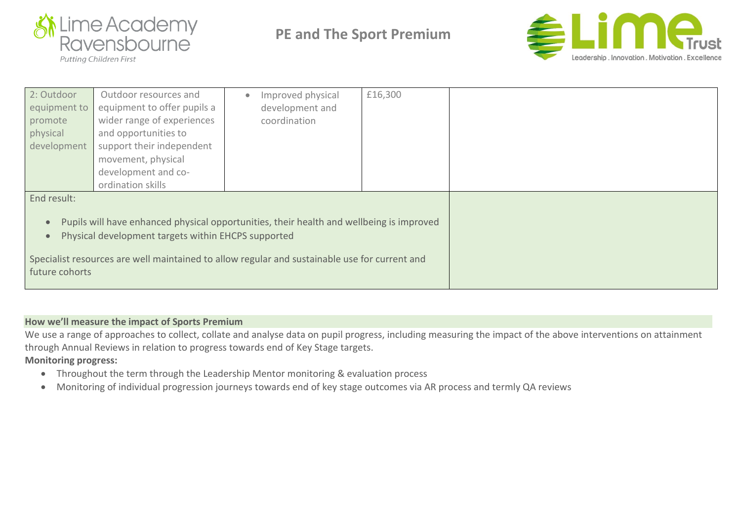| | | | | |
|---|---|---|---|---|
| 2: Outdoor equipment to promote physical development | Outdoor resources and equipment to offer pupils a wider range of experiences and opportunities to support their independent movement, physical development and co-ordination skills | • Improved physical development and coordination | £16,300 | |
| End result:<br><br>• Pupils will have enhanced physical opportunities, their health and wellbeing is improved<br>• Physical development targets within EHCPS supported<br><br>Specialist resources are well maintained to allow regular and sustainable use for current and future cohorts | | | | |

**How we'll measure the impact of Sports Premium**

We use a range of approaches to collect, collate and analyse data on pupil progress, including measuring the impact of the above interventions on attainment through Annual Reviews in relation to progress towards end of Key Stage targets.

**Monitoring progress:**

- Throughout the term through the Leadership Mentor monitoring & evaluation process
- Monitoring of individual progression journeys towards end of key stage outcomes via AR process and termly QA reviews